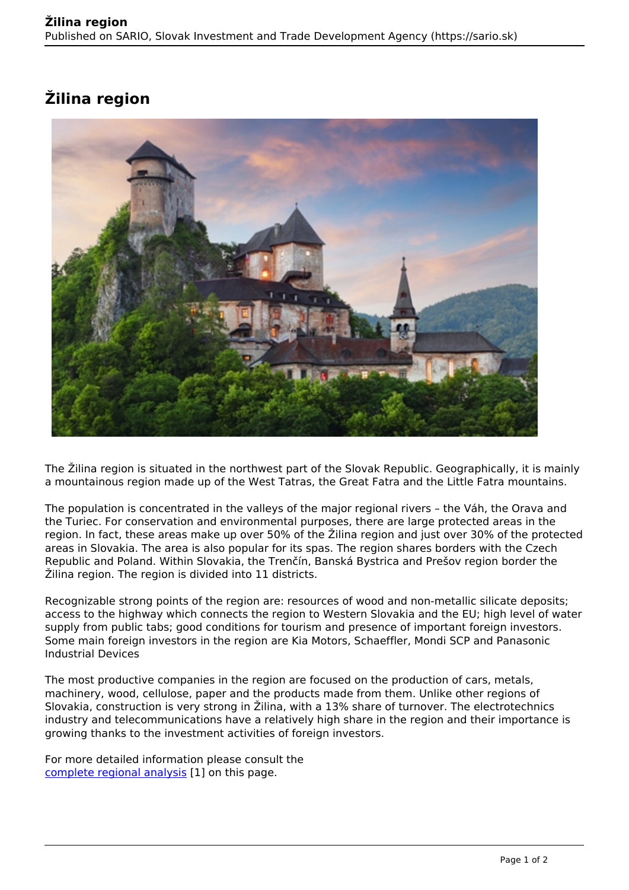# Žilina region

The Žilina region is situated in the northwest part of the Slovak Republic. Geographically, it is mainly a mountainous region made up of the West Tatras, the Great Fatra and the Little Fatra mountains.

The population is concentrated in the valleys of the major regional rivers – the Váh, the Orava and the Turiec. For conservation and environmental purposes, there are large protected areas in the region. In fact, these areas make up over 50% of the Žilina region and just over 30% of the protected areas in Slovakia. The area is also popular for its spas. The region shares borders with the Czech Republic and Poland. Within Slovakia, the Trenčín, Banská Bystrica and Prešov region border the Žilina region. The region is divided into 11 districts.

Recognizable strong points of the region are: resources of wood and non-metallic silicate deposits; access to the highway which connects the region to Western Slovakia and the EU; high level of water supply from public tabs; good conditions for tourism and presence of important foreign investors. Some main foreign investors in the region are Kia Motors, Schaeffler, Mondi SCP and Panasonic Industrial Devices

The most productive companies in the region are focused on the production of cars, metals, machinery, wood, cellulose, paper and the products made from them. Unlike other regions of Slovakia, construction is very strong in Žilina, with a 13% share of turnover. The electrotechnics industry and telecommunications have a relatively high share in the region and their importance is growing thanks to the investment activities of foreign investors.

For more detailed information please consult the complete regional analysis [1] on this page.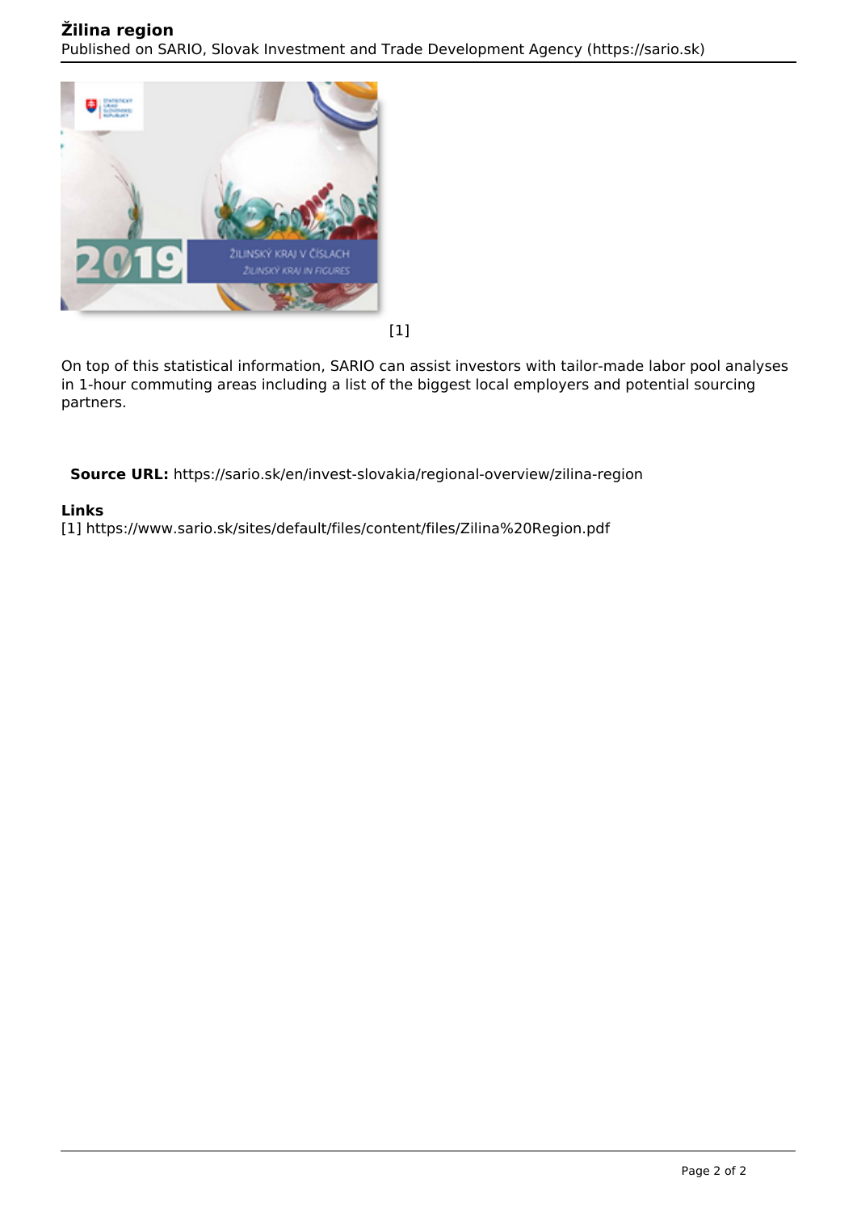[1]

On top of this statistical information, SARIO can assist investors with tailor-made labor pool analyses in 1-hour commuting areas including a list of the biggest local employers and potential sourcing partners.

**Source URL:** https://sario.sk/en/invest-slovakia/regional-overview/zilina-region

**Links**
[1] https://www.sario.sk/sites/default/files/content/files/Zilina%20Region.pdf